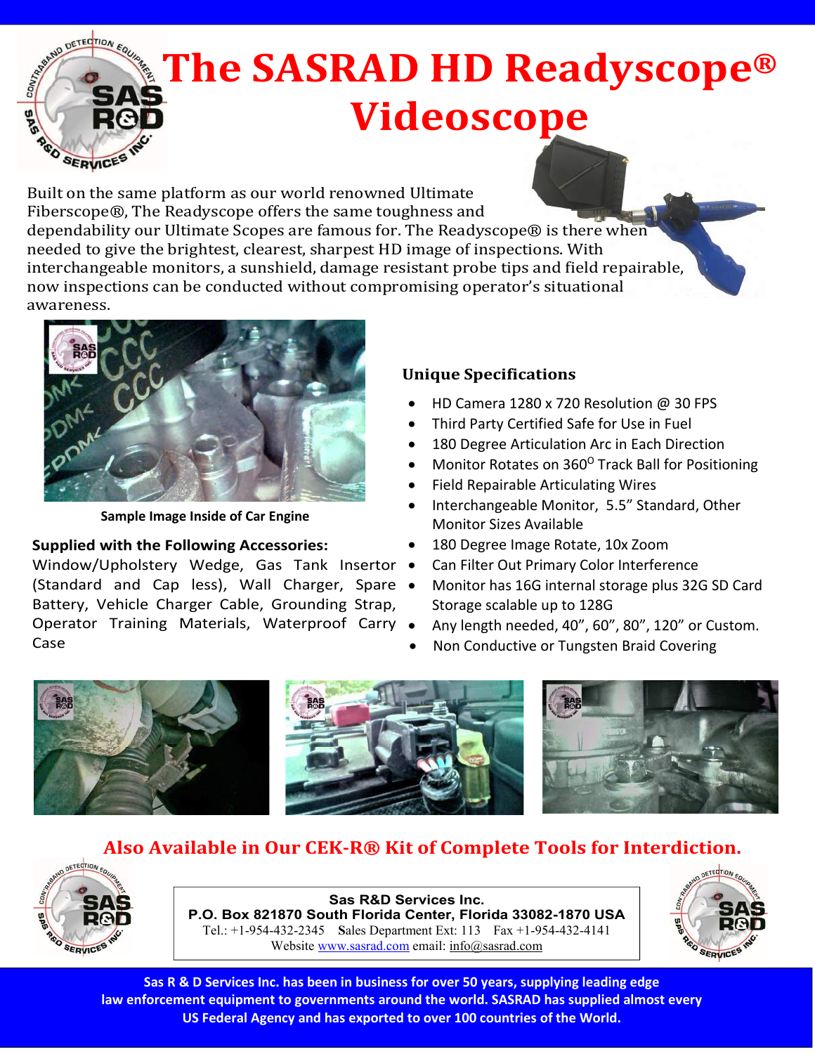# The SASRAD HD Readyscope® Videoscope

Built on the same platform as our world renowned Ultimate Fiberscope®, The Readyscope offers the same toughness and dependability our Ultimate Scopes are famous for. The Readyscope® is there when needed to give the brightest, clearest, sharpest HD image of inspections. With interchangeable monitors, a sunshield, damage resistant probe tips and field repairable, now inspections can be conducted without compromising operator's situational awareness.

Sample Image Inside of Car Engine

**Supplied with the Following Accessories:**
Window/Upholstery Wedge, Gas Tank Insertor (Standard and Cap less), Wall Charger, Spare Battery, Vehicle Charger Cable, Grounding Strap, Operator Training Materials, Waterproof Carry Case

### Unique Specifications

- HD Camera 1280 x 720 Resolution @ 30 FPS
- Third Party Certified Safe for Use in Fuel
- 180 Degree Articulation Arc in Each Direction
- Monitor Rotates on 360$^{O}$ Track Ball for Positioning
- Field Repairable Articulating Wires
- Interchangeable Monitor, 5.5" Standard, Other Monitor Sizes Available
- 180 Degree Image Rotate, 10x Zoom
- Can Filter Out Primary Color Interference
- Monitor has 16G internal storage plus 32G SD Card Storage scalable up to 128G
- Any length needed, 40", 60", 80", 120" or Custom.
- Non Conductive or Tungsten Braid Covering

## Also Available in Our CEK-R® Kit of Complete Tools for Interdiction.

**Sas R&D Services Inc.**
**P.O. Box 821870 South Florida Center, Florida 33082-1870 USA**
Tel.: +1-954-432-2345 Sales Department Ext: 113 Fax +1-954-432-4141
Website www.sasrad.com email: info@sasrad.com

**Sas R & D Services Inc. has been in business for over 50 years, supplying leading edge law enforcement equipment to governments around the world. SASRAD has supplied almost every US Federal Agency and has exported to over 100 countries of the World.**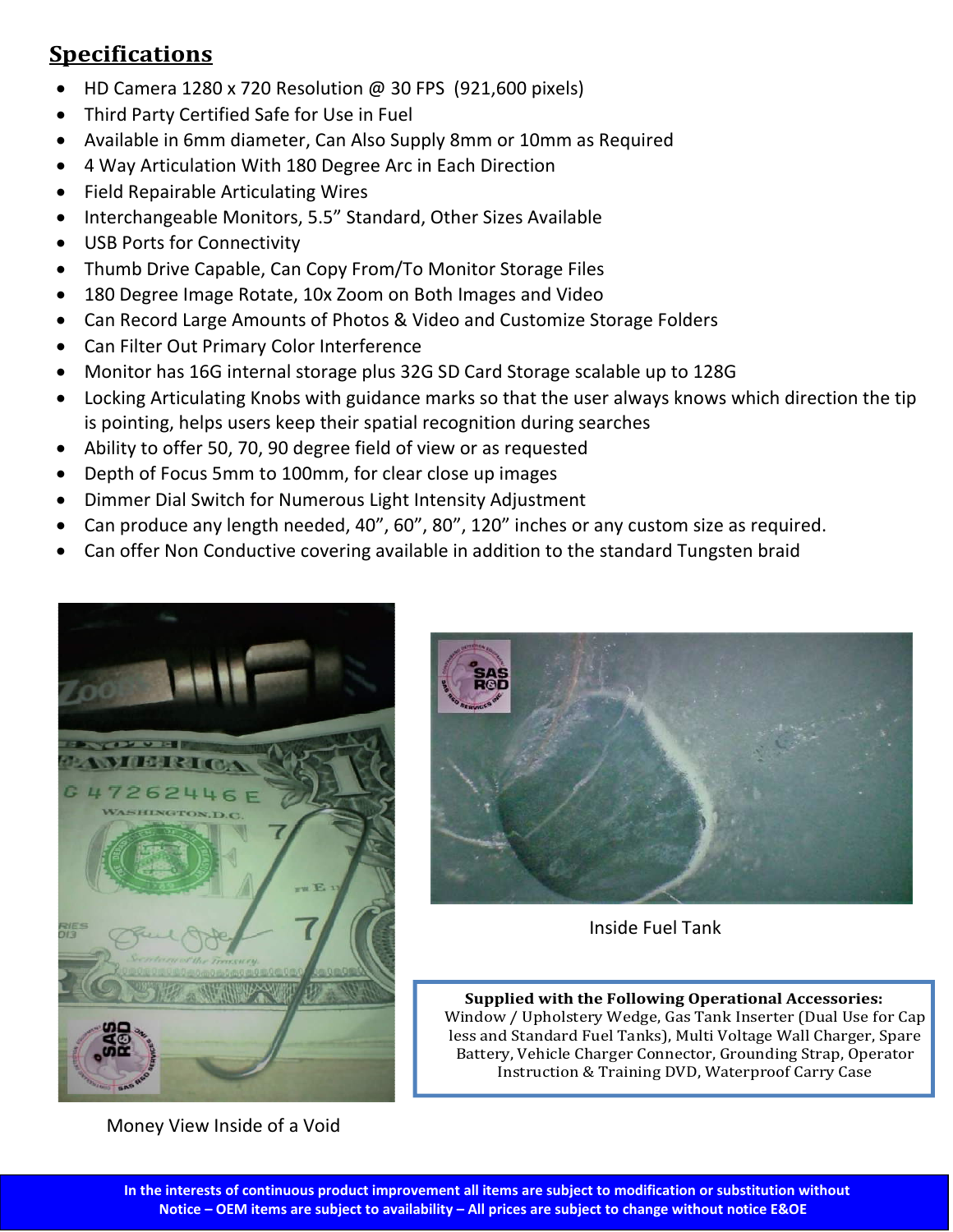## Specifications

- HD Camera 1280 x 720 Resolution @ 30 FPS (921,600 pixels)
- Third Party Certified Safe for Use in Fuel
- Available in 6mm diameter, Can Also Supply 8mm or 10mm as Required
- 4 Way Articulation With 180 Degree Arc in Each Direction
- Field Repairable Articulating Wires
- Interchangeable Monitors, 5.5" Standard, Other Sizes Available
- USB Ports for Connectivity
- Thumb Drive Capable, Can Copy From/To Monitor Storage Files
- 180 Degree Image Rotate, 10x Zoom on Both Images and Video
- Can Record Large Amounts of Photos & Video and Customize Storage Folders
- Can Filter Out Primary Color Interference
- Monitor has 16G internal storage plus 32G SD Card Storage scalable up to 128G
- Locking Articulating Knobs with guidance marks so that the user always knows which direction the tip is pointing, helps users keep their spatial recognition during searches
- Ability to offer 50, 70, 90 degree field of view or as requested
- Depth of Focus 5mm to 100mm, for clear close up images
- Dimmer Dial Switch for Numerous Light Intensity Adjustment
- Can produce any length needed, 40", 60", 80", 120" inches or any custom size as required.
- Can offer Non Conductive covering available in addition to the standard Tungsten braid

Money View Inside of a Void

Inside Fuel Tank

**Supplied with the Following Operational Accessories:**
Window / Upholstery Wedge, Gas Tank Inserter (Dual Use for Cap less and Standard Fuel Tanks), Multi Voltage Wall Charger, Spare Battery, Vehicle Charger Connector, Grounding Strap, Operator Instruction & Training DVD, Waterproof Carry Case

**In the interests of continuous product improvement all items are subject to modification or substitution without Notice – OEM items are subject to availability – All prices are subject to change without notice E&OE**